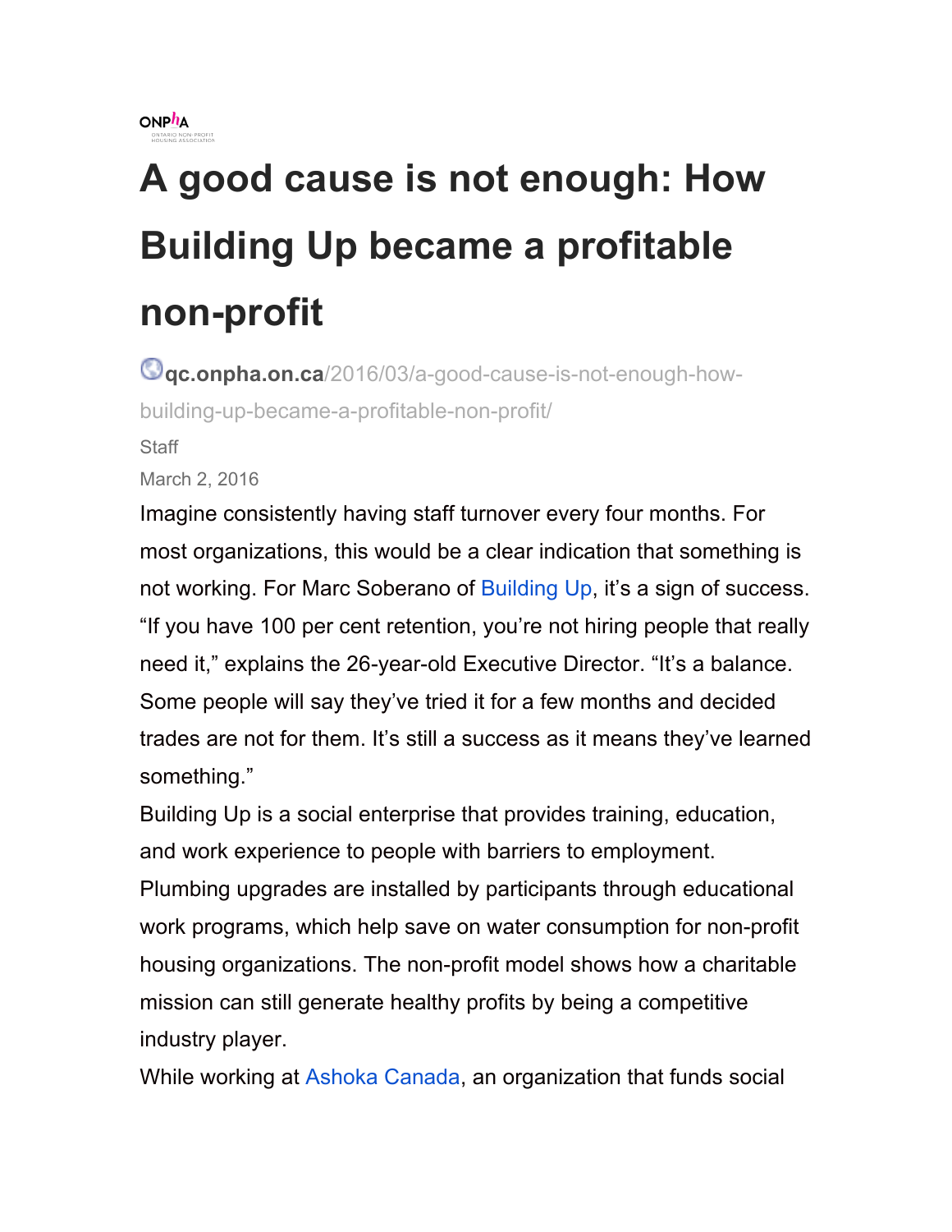ONPHA
ONTARIO NON-PROFIT HOUSING ASSOCIATION

# A good cause is not enough: How Building Up became a profitable non-profit

qc.onpha.on.ca/2016/03/a-good-cause-is-not-enough-how-building-up-became-a-profitable-non-profit/

Staff

March 2, 2016

Imagine consistently having staff turnover every four months. For most organizations, this would be a clear indication that something is not working. For Marc Soberano of Building Up, it's a sign of success. "If you have 100 per cent retention, you're not hiring people that really need it," explains the 26-year-old Executive Director. "It's a balance. Some people will say they've tried it for a few months and decided trades are not for them. It's still a success as it means they've learned something."

Building Up is a social enterprise that provides training, education, and work experience to people with barriers to employment. Plumbing upgrades are installed by participants through educational work programs, which help save on water consumption for non-profit housing organizations. The non-profit model shows how a charitable mission can still generate healthy profits by being a competitive industry player.

While working at Ashoka Canada, an organization that funds social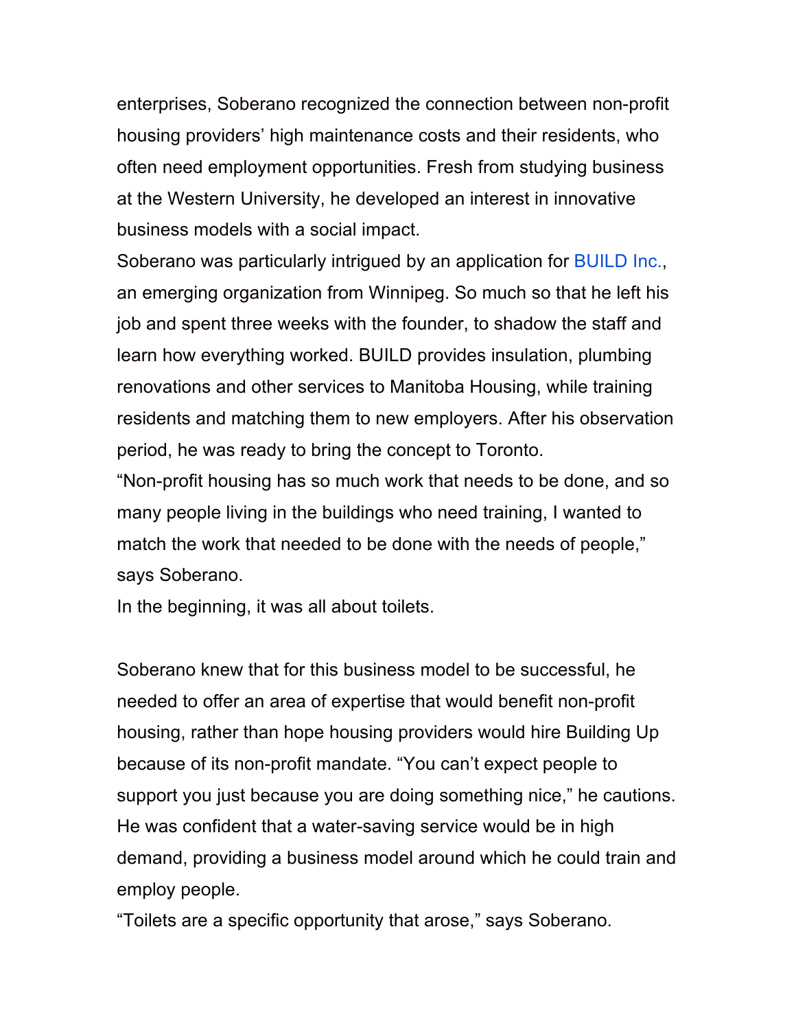enterprises, Soberano recognized the connection between non-profit housing providers' high maintenance costs and their residents, who often need employment opportunities. Fresh from studying business at the Western University, he developed an interest in innovative business models with a social impact.

Soberano was particularly intrigued by an application for BUILD Inc., an emerging organization from Winnipeg. So much so that he left his job and spent three weeks with the founder, to shadow the staff and learn how everything worked. BUILD provides insulation, plumbing renovations and other services to Manitoba Housing, while training residents and matching them to new employers. After his observation period, he was ready to bring the concept to Toronto.

"Non-profit housing has so much work that needs to be done, and so many people living in the buildings who need training, I wanted to match the work that needed to be done with the needs of people," says Soberano.

In the beginning, it was all about toilets.

Soberano knew that for this business model to be successful, he needed to offer an area of expertise that would benefit non-profit housing, rather than hope housing providers would hire Building Up because of its non-profit mandate. "You can't expect people to support you just because you are doing something nice," he cautions. He was confident that a water-saving service would be in high demand, providing a business model around which he could train and employ people.

"Toilets are a specific opportunity that arose," says Soberano.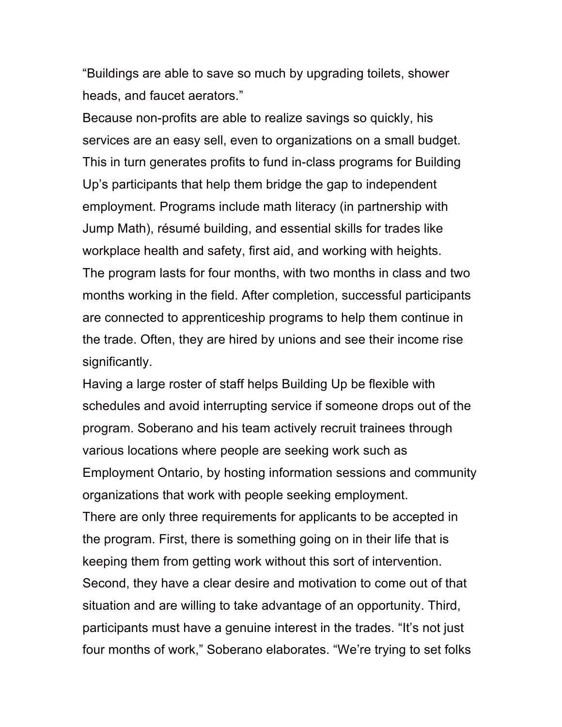“Buildings are able to save so much by upgrading toilets, shower heads, and faucet aerators.”

Because non-profits are able to realize savings so quickly, his services are an easy sell, even to organizations on a small budget. This in turn generates profits to fund in-class programs for Building Up’s participants that help them bridge the gap to independent employment. Programs include math literacy (in partnership with Jump Math), résumé building, and essential skills for trades like workplace health and safety, first aid, and working with heights.

The program lasts for four months, with two months in class and two months working in the field. After completion, successful participants are connected to apprenticeship programs to help them continue in the trade. Often, they are hired by unions and see their income rise significantly.

Having a large roster of staff helps Building Up be flexible with schedules and avoid interrupting service if someone drops out of the program. Soberano and his team actively recruit trainees through various locations where people are seeking work such as Employment Ontario, by hosting information sessions and community organizations that work with people seeking employment.

There are only three requirements for applicants to be accepted in the program. First, there is something going on in their life that is keeping them from getting work without this sort of intervention. Second, they have a clear desire and motivation to come out of that situation and are willing to take advantage of an opportunity. Third, participants must have a genuine interest in the trades. “It’s not just four months of work,” Soberano elaborates. “We’re trying to set folks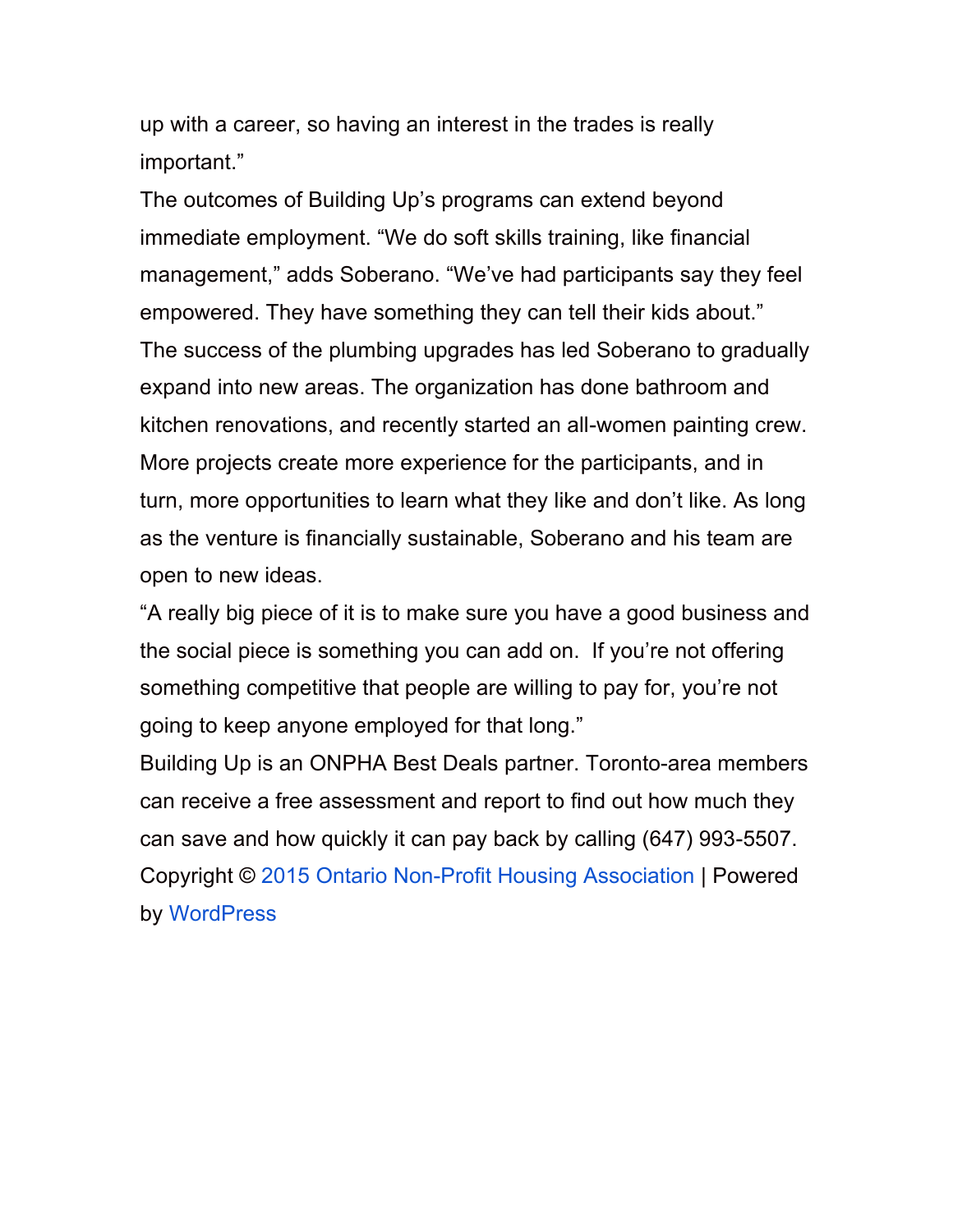up with a career, so having an interest in the trades is really important."

The outcomes of Building Up's programs can extend beyond immediate employment. "We do soft skills training, like financial management," adds Soberano. "We've had participants say they feel empowered. They have something they can tell their kids about."

The success of the plumbing upgrades has led Soberano to gradually expand into new areas. The organization has done bathroom and kitchen renovations, and recently started an all-women painting crew. More projects create more experience for the participants, and in turn, more opportunities to learn what they like and don't like. As long as the venture is financially sustainable, Soberano and his team are open to new ideas.

"A really big piece of it is to make sure you have a good business and the social piece is something you can add on.  If you're not offering something competitive that people are willing to pay for, you're not going to keep anyone employed for that long."

Building Up is an ONPHA Best Deals partner. Toronto-area members can receive a free assessment and report to find out how much they can save and how quickly it can pay back by calling (647) 993-5507.

Copyright © 2015 Ontario Non-Profit Housing Association | Powered by WordPress